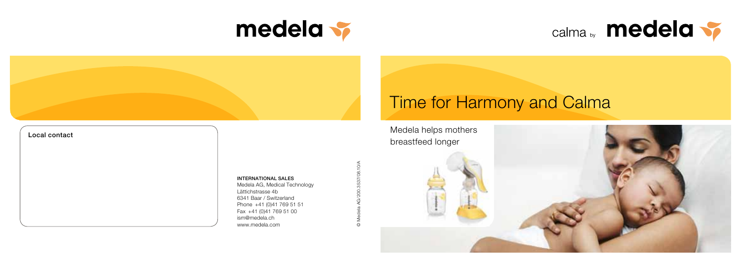medela

Local contact

**INTERNATIONAL SALES**
Medela AG, Medical Technology
Lättichstrasse 4b
6341 Baar / Switzerland
Phone +41 (0)41 769 51 51
Fax +41 (0)41 769 51 00
ism@medela.ch
www.medela.com

© Medela AG/200.3537/08.10/A

calma by medela

# Time for Harmony and Calma

Medela helps mothers breastfeed longer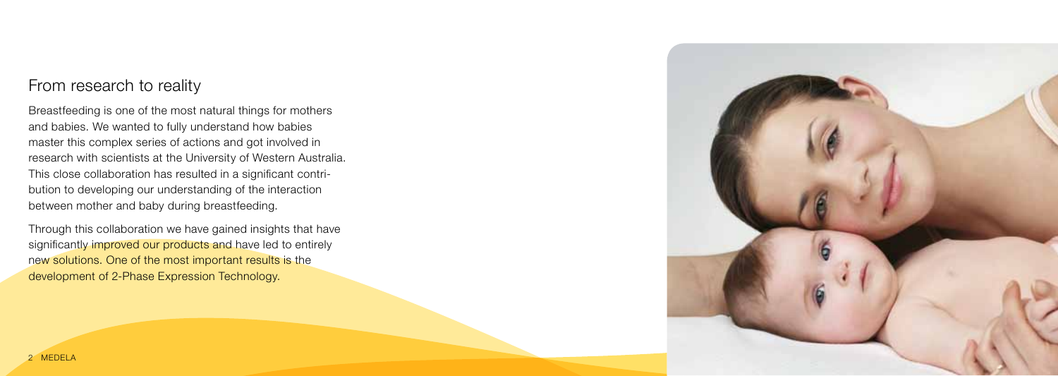## From research to reality

Breastfeeding is one of the most natural things for mothers and babies. We wanted to fully understand how babies master this complex series of actions and got involved in research with scientists at the University of Western Australia. This close collaboration has resulted in a significant contribution to developing our understanding of the interaction between mother and baby during breastfeeding.

Through this collaboration we have gained insights that have significantly improved our products and have led to entirely new solutions. One of the most important results is the development of 2-Phase Expression Technology.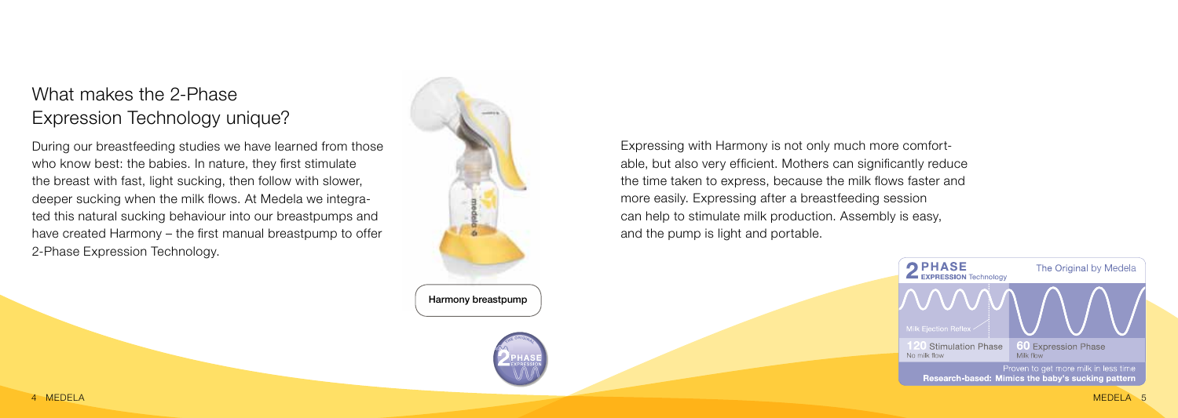## What makes the 2-Phase Expression Technology unique?

During our breastfeeding studies we have learned from those who know best: the babies. In nature, they first stimulate the breast with fast, light sucking, then follow with slower, deeper sucking when the milk flows. At Medela we integrated this natural sucking behaviour into our breastpumps and have created Harmony – the first manual breastpump to offer 2-Phase Expression Technology.

Harmony breastpump

Expressing with Harmony is not only much more comfortable, but also very efficient. Mothers can significantly reduce the time taken to express, because the milk flows faster and more easily. Expressing after a breastfeeding session can help to stimulate milk production. Assembly is easy, and the pump is light and portable.

2 PHASE EXPRESSION Technology

The Original by Medela

Milk Ejection Reflex

120 Stimulation Phase
No milk flow

60 Expression Phase
Milk flow

Proven to get more milk in less time

**Research-based: Mimics the baby's sucking pattern**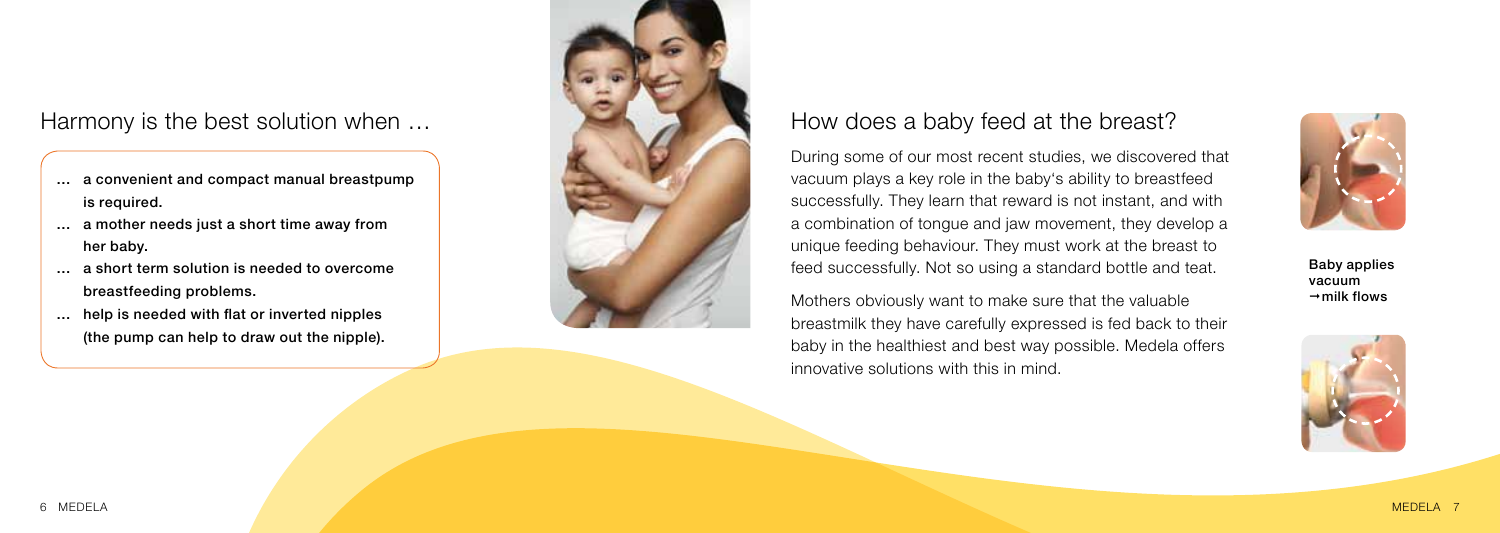## Harmony is the best solution when …

- **… a convenient and compact manual breastpump is required.**
- **… a mother needs just a short time away from her baby.**
- **… a short term solution is needed to overcome breastfeeding problems.**
- **… help is needed with flat or inverted nipples (the pump can help to draw out the nipple).**

## How does a baby feed at the breast?

During some of our most recent studies, we discovered that vacuum plays a key role in the baby's ability to breastfeed successfully. They learn that reward is not instant, and with a combination of tongue and jaw movement, they develop a unique feeding behaviour. They must work at the breast to feed successfully. Not so using a standard bottle and teat.

Mothers obviously want to make sure that the valuable breastmilk they have carefully expressed is fed back to their baby in the healthiest and best way possible. Medela offers innovative solutions with this in mind.

**Baby applies vacuum → milk flows**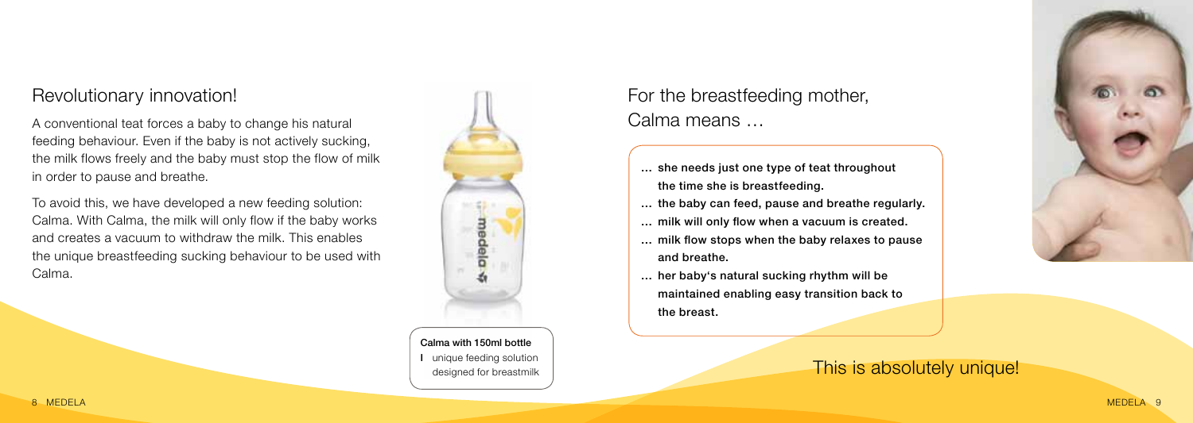## Revolutionary innovation!

A conventional teat forces a baby to change his natural feeding behaviour. Even if the baby is not actively sucking, the milk flows freely and the baby must stop the flow of milk in order to pause and breathe.

To avoid this, we have developed a new feeding solution: Calma. With Calma, the milk will only flow if the baby works and creates a vacuum to withdraw the milk. This enables the unique breastfeeding sucking behaviour to be used with Calma.

**Calma with 150ml bottle**

- unique feeding solution designed for breastmilk

## For the breastfeeding mother, Calma means …

- **… she needs just one type of teat throughout the time she is breastfeeding.**
- **… the baby can feed, pause and breathe regularly.**
- **… milk will only flow when a vacuum is created.**
- **… milk flow stops when the baby relaxes to pause and breathe.**
- **… her baby's natural sucking rhythm will be maintained enabling easy transition back to the breast.**

This is absolutely unique!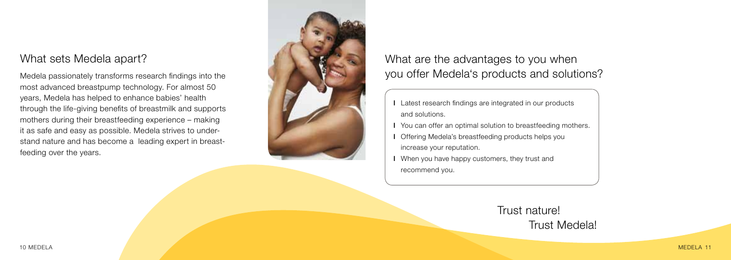## What sets Medela apart?

Medela passionately transforms research findings into the most advanced breastpump technology. For almost 50 years, Medela has helped to enhance babies' health through the life-giving benefits of breastmilk and supports mothers during their breastfeeding experience – making it as safe and easy as possible. Medela strives to understand nature and has become a leading expert in breastfeeding over the years.

## What are the advantages to you when you offer Medela's products and solutions?

- Latest research findings are integrated in our products and solutions.
- You can offer an optimal solution to breastfeeding mothers.
- Offering Medela's breastfeeding products helps you increase your reputation.
- When you have happy customers, they trust and recommend you.

Trust nature!
Trust Medela!